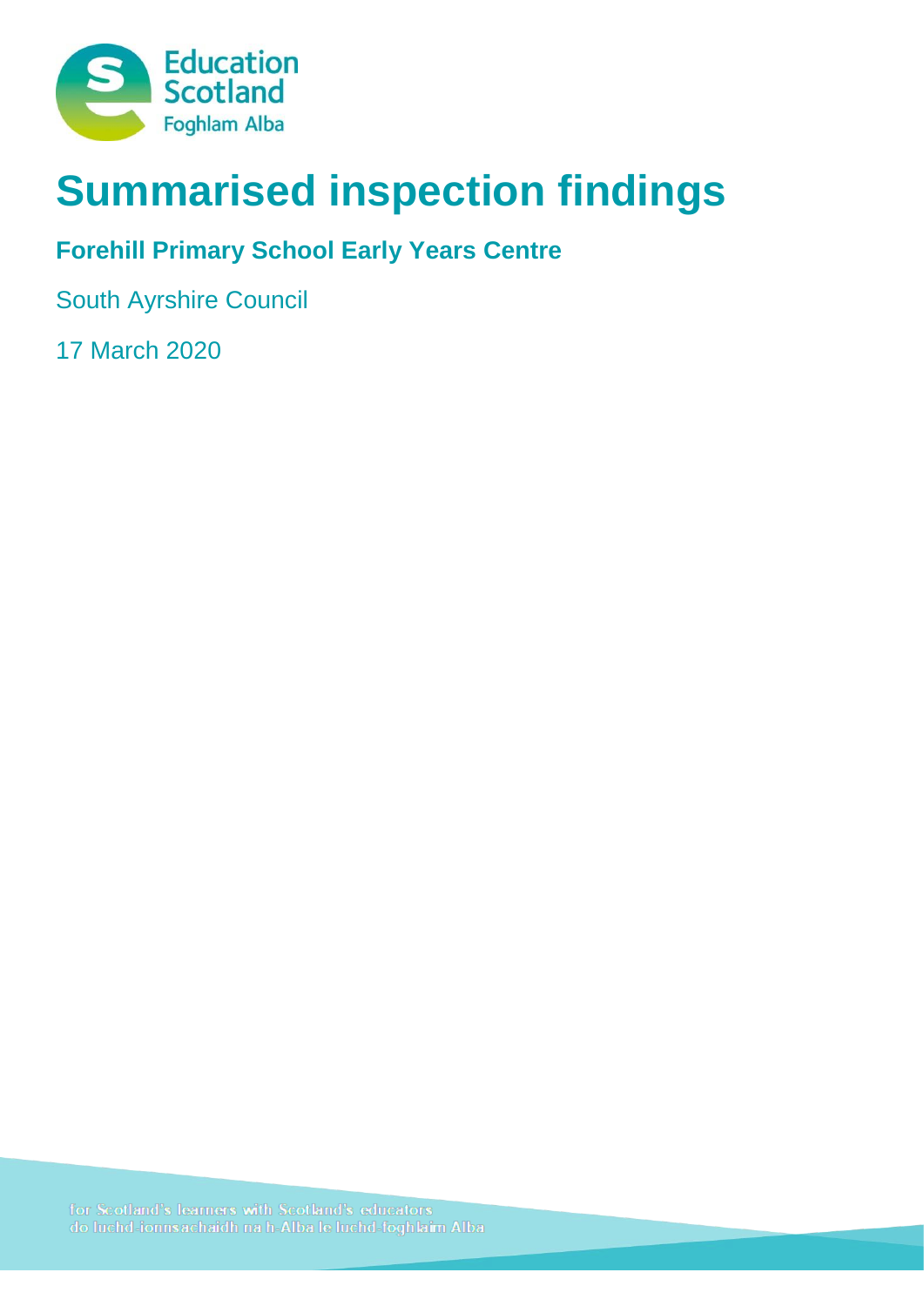# Summarised inspection findings

## Forehill Primary School Early Years Centre

South Ayrshire Council

17 March 2020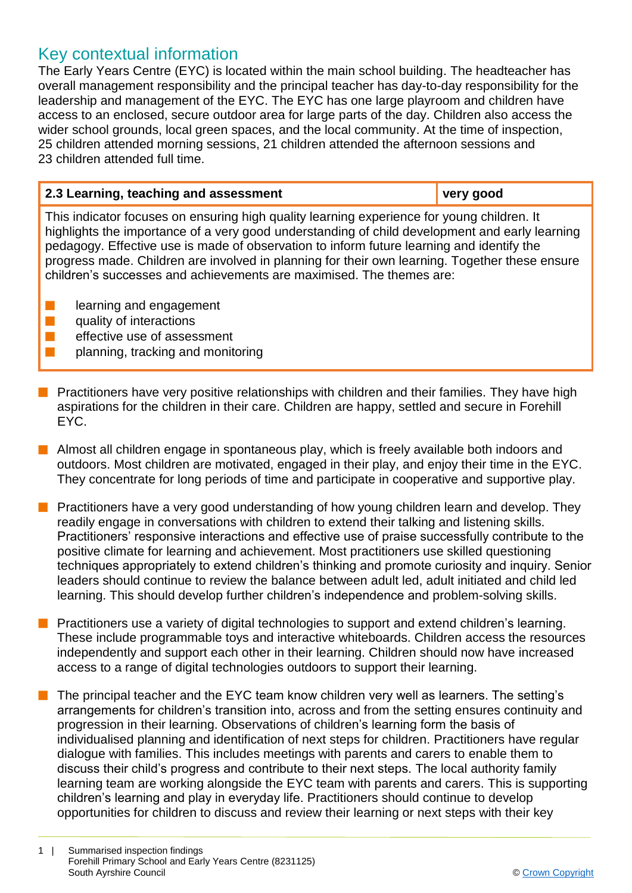## Key contextual information

The Early Years Centre (EYC) is located within the main school building. The headteacher has overall management responsibility and the principal teacher has day-to-day responsibility for the leadership and management of the EYC. The EYC has one large playroom and children have access to an enclosed, secure outdoor area for large parts of the day. Children also access the wider school grounds, local green spaces, and the local community. At the time of inspection, 25 children attended morning sessions, 21 children attended the afternoon sessions and 23 children attended full time.

| 2.3 Learning, teaching and assessment | very good |
| --- | --- |

This indicator focuses on ensuring high quality learning experience for young children. It highlights the importance of a very good understanding of child development and early learning pedagogy. Effective use is made of observation to inform future learning and identify the progress made. Children are involved in planning for their own learning. Together these ensure children's successes and achievements are maximised. The themes are:

- learning and engagement
- quality of interactions
- effective use of assessment
- planning, tracking and monitoring

- Practitioners have very positive relationships with children and their families. They have high aspirations for the children in their care. Children are happy, settled and secure in Forehill EYC.
- Almost all children engage in spontaneous play, which is freely available both indoors and outdoors. Most children are motivated, engaged in their play, and enjoy their time in the EYC. They concentrate for long periods of time and participate in cooperative and supportive play.
- Practitioners have a very good understanding of how young children learn and develop. They readily engage in conversations with children to extend their talking and listening skills. Practitioners' responsive interactions and effective use of praise successfully contribute to the positive climate for learning and achievement. Most practitioners use skilled questioning techniques appropriately to extend children's thinking and promote curiosity and inquiry. Senior leaders should continue to review the balance between adult led, adult initiated and child led learning. This should develop further children's independence and problem-solving skills.
- Practitioners use a variety of digital technologies to support and extend children's learning. These include programmable toys and interactive whiteboards. Children access the resources independently and support each other in their learning. Children should now have increased access to a range of digital technologies outdoors to support their learning.
- The principal teacher and the EYC team know children very well as learners. The setting's arrangements for children's transition into, across and from the setting ensures continuity and progression in their learning. Observations of children's learning form the basis of individualised planning and identification of next steps for children. Practitioners have regular dialogue with families. This includes meetings with parents and carers to enable them to discuss their child's progress and contribute to their next steps. The local authority family learning team are working alongside the EYC team with parents and carers. This is supporting children's learning and play in everyday life. Practitioners should continue to develop opportunities for children to discuss and review their learning or next steps with their key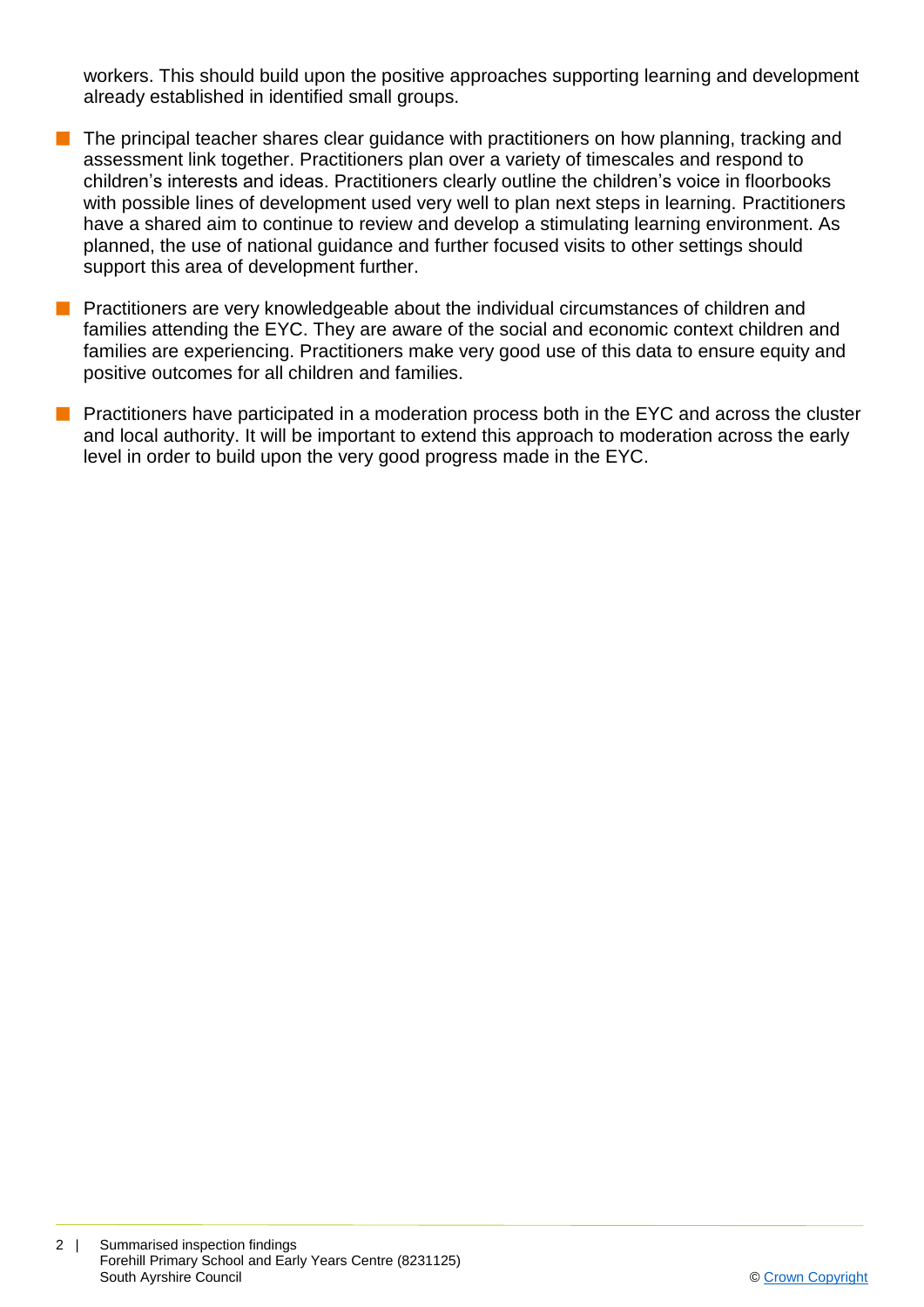workers. This should build upon the positive approaches supporting learning and development already established in identified small groups.

- The principal teacher shares clear guidance with practitioners on how planning, tracking and assessment link together. Practitioners plan over a variety of timescales and respond to children's interests and ideas. Practitioners clearly outline the children's voice in floorbooks with possible lines of development used very well to plan next steps in learning. Practitioners have a shared aim to continue to review and develop a stimulating learning environment. As planned, the use of national guidance and further focused visits to other settings should support this area of development further.
- Practitioners are very knowledgeable about the individual circumstances of children and families attending the EYC. They are aware of the social and economic context children and families are experiencing. Practitioners make very good use of this data to ensure equity and positive outcomes for all children and families.
- Practitioners have participated in a moderation process both in the EYC and across the cluster and local authority. It will be important to extend this approach to moderation across the early level in order to build upon the very good progress made in the EYC.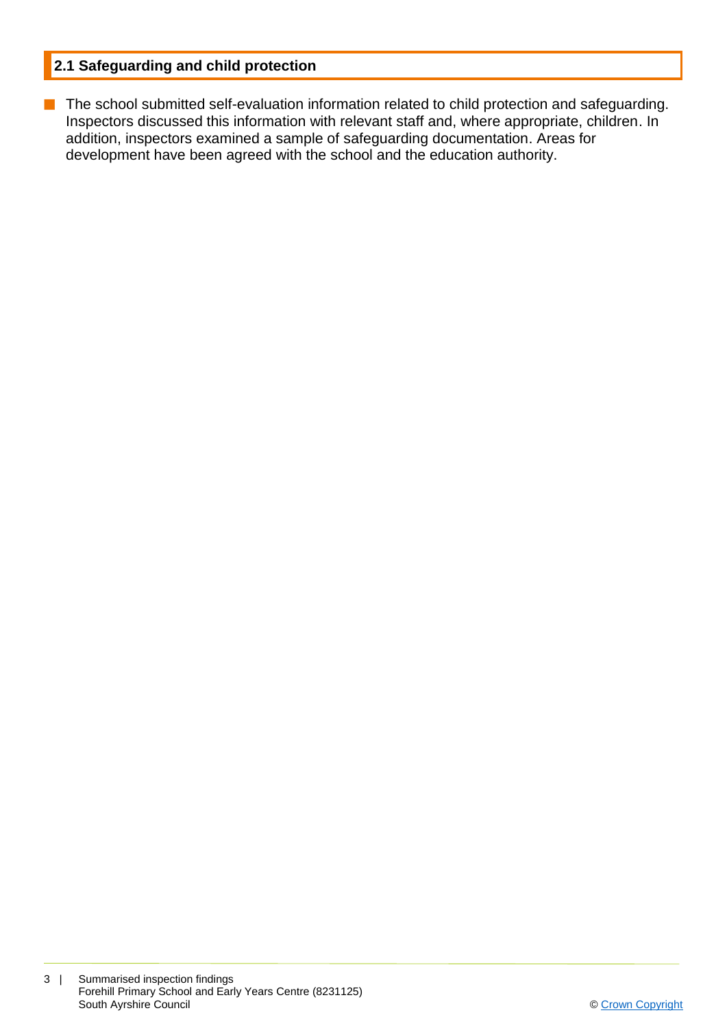## 2.1 Safeguarding and child protection

- The school submitted self-evaluation information related to child protection and safeguarding. Inspectors discussed this information with relevant staff and, where appropriate, children. In addition, inspectors examined a sample of safeguarding documentation. Areas for development have been agreed with the school and the education authority.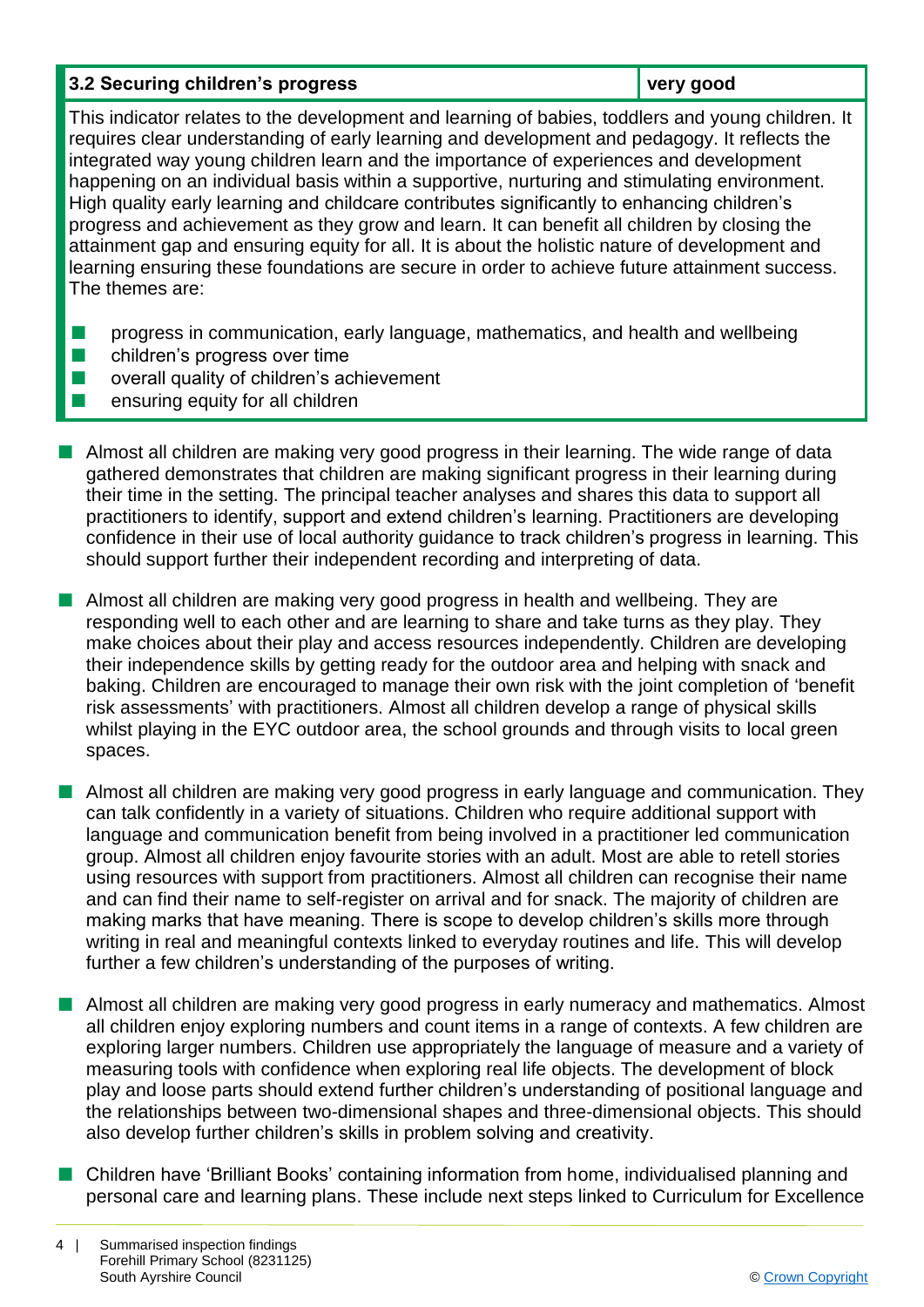| 3.2 Securing children's progress | very good |
| --- | --- |

This indicator relates to the development and learning of babies, toddlers and young children. It requires clear understanding of early learning and development and pedagogy. It reflects the integrated way young children learn and the importance of experiences and development happening on an individual basis within a supportive, nurturing and stimulating environment. High quality early learning and childcare contributes significantly to enhancing children's progress and achievement as they grow and learn. It can benefit all children by closing the attainment gap and ensuring equity for all. It is about the holistic nature of development and learning ensuring these foundations are secure in order to achieve future attainment success. The themes are:

- progress in communication, early language, mathematics, and health and wellbeing
- children's progress over time
- overall quality of children's achievement
- ensuring equity for all children

- Almost all children are making very good progress in their learning. The wide range of data gathered demonstrates that children are making significant progress in their learning during their time in the setting. The principal teacher analyses and shares this data to support all practitioners to identify, support and extend children's learning. Practitioners are developing confidence in their use of local authority guidance to track children's progress in learning. This should support further their independent recording and interpreting of data.

- Almost all children are making very good progress in health and wellbeing. They are responding well to each other and are learning to share and take turns as they play. They make choices about their play and access resources independently. Children are developing their independence skills by getting ready for the outdoor area and helping with snack and baking. Children are encouraged to manage their own risk with the joint completion of 'benefit risk assessments' with practitioners. Almost all children develop a range of physical skills whilst playing in the EYC outdoor area, the school grounds and through visits to local green spaces.

- Almost all children are making very good progress in early language and communication. They can talk confidently in a variety of situations. Children who require additional support with language and communication benefit from being involved in a practitioner led communication group. Almost all children enjoy favourite stories with an adult. Most are able to retell stories using resources with support from practitioners. Almost all children can recognise their name and can find their name to self-register on arrival and for snack. The majority of children are making marks that have meaning. There is scope to develop children's skills more through writing in real and meaningful contexts linked to everyday routines and life. This will develop further a few children's understanding of the purposes of writing.

- Almost all children are making very good progress in early numeracy and mathematics. Almost all children enjoy exploring numbers and count items in a range of contexts. A few children are exploring larger numbers. Children use appropriately the language of measure and a variety of measuring tools with confidence when exploring real life objects. The development of block play and loose parts should extend further children's understanding of positional language and the relationships between two-dimensional shapes and three-dimensional objects. This should also develop further children's skills in problem solving and creativity.

- Children have 'Brilliant Books' containing information from home, individualised planning and personal care and learning plans. These include next steps linked to Curriculum for Excellence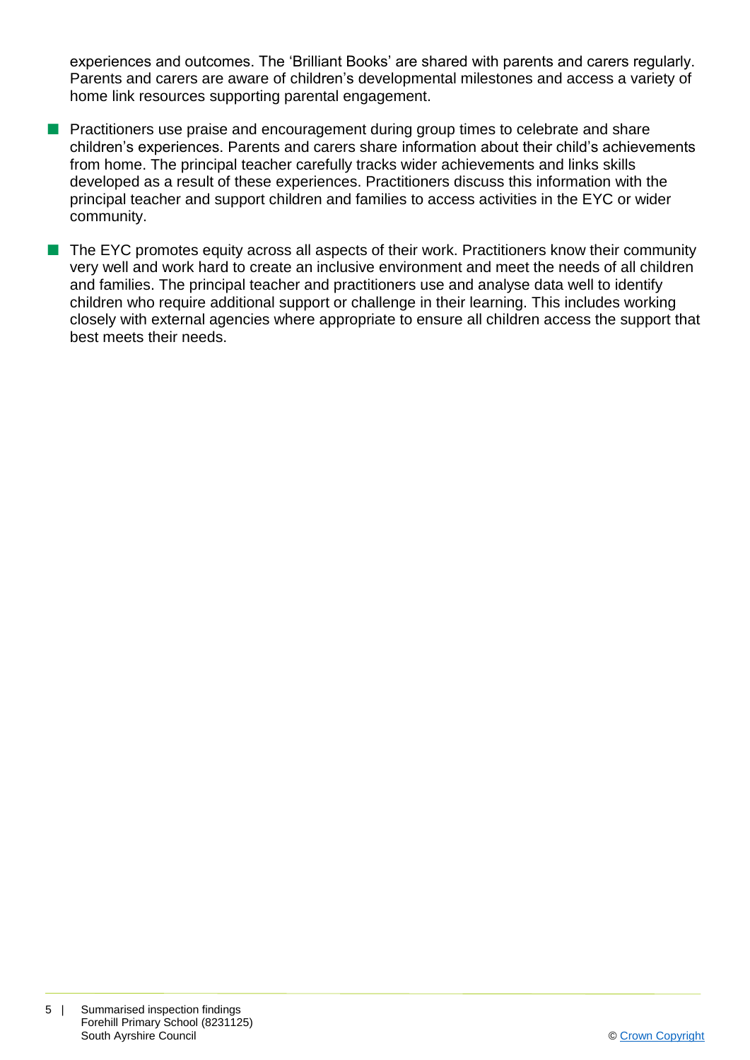experiences and outcomes. The 'Brilliant Books' are shared with parents and carers regularly. Parents and carers are aware of children's developmental milestones and access a variety of home link resources supporting parental engagement.

- Practitioners use praise and encouragement during group times to celebrate and share children's experiences. Parents and carers share information about their child's achievements from home. The principal teacher carefully tracks wider achievements and links skills developed as a result of these experiences. Practitioners discuss this information with the principal teacher and support children and families to access activities in the EYC or wider community.
- The EYC promotes equity across all aspects of their work. Practitioners know their community very well and work hard to create an inclusive environment and meet the needs of all children and families. The principal teacher and practitioners use and analyse data well to identify children who require additional support or challenge in their learning. This includes working closely with external agencies where appropriate to ensure all children access the support that best meets their needs.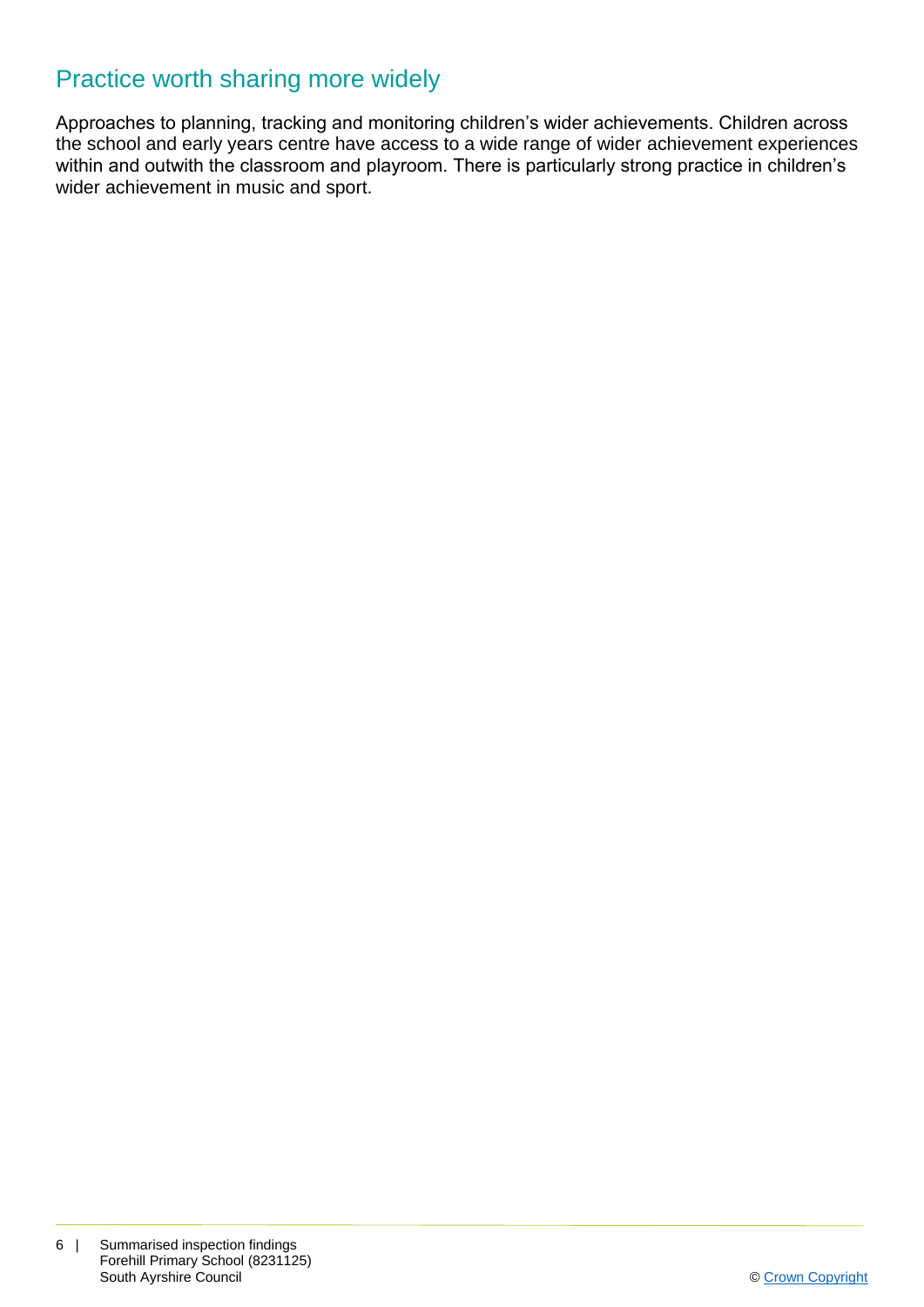## Practice worth sharing more widely

Approaches to planning, tracking and monitoring children's wider achievements. Children across the school and early years centre have access to a wide range of wider achievement experiences within and outwith the classroom and playroom. There is particularly strong practice in children's wider achievement in music and sport.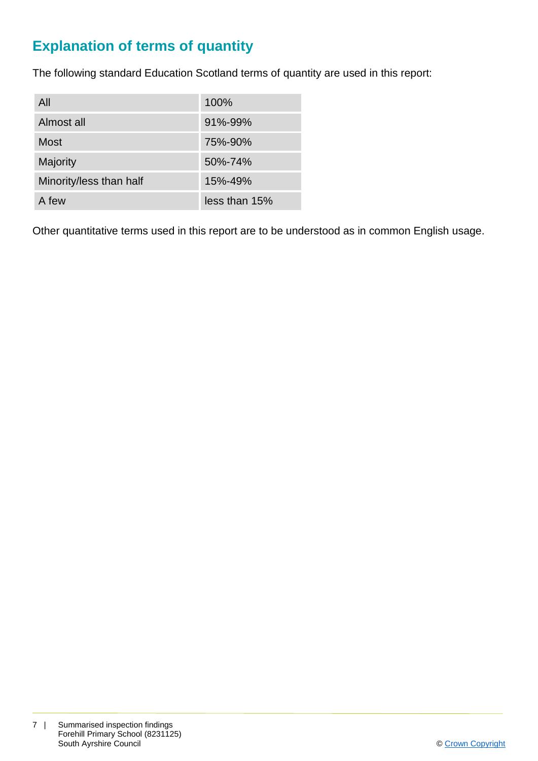## Explanation of terms of quantity

The following standard Education Scotland terms of quantity are used in this report:

| | |
|---|---|
| All | 100% |
| Almost all | 91%-99% |
| Most | 75%-90% |
| Majority | 50%-74% |
| Minority/less than half | 15%-49% |
| A few | less than 15% |

Other quantitative terms used in this report are to be understood as in common English usage.